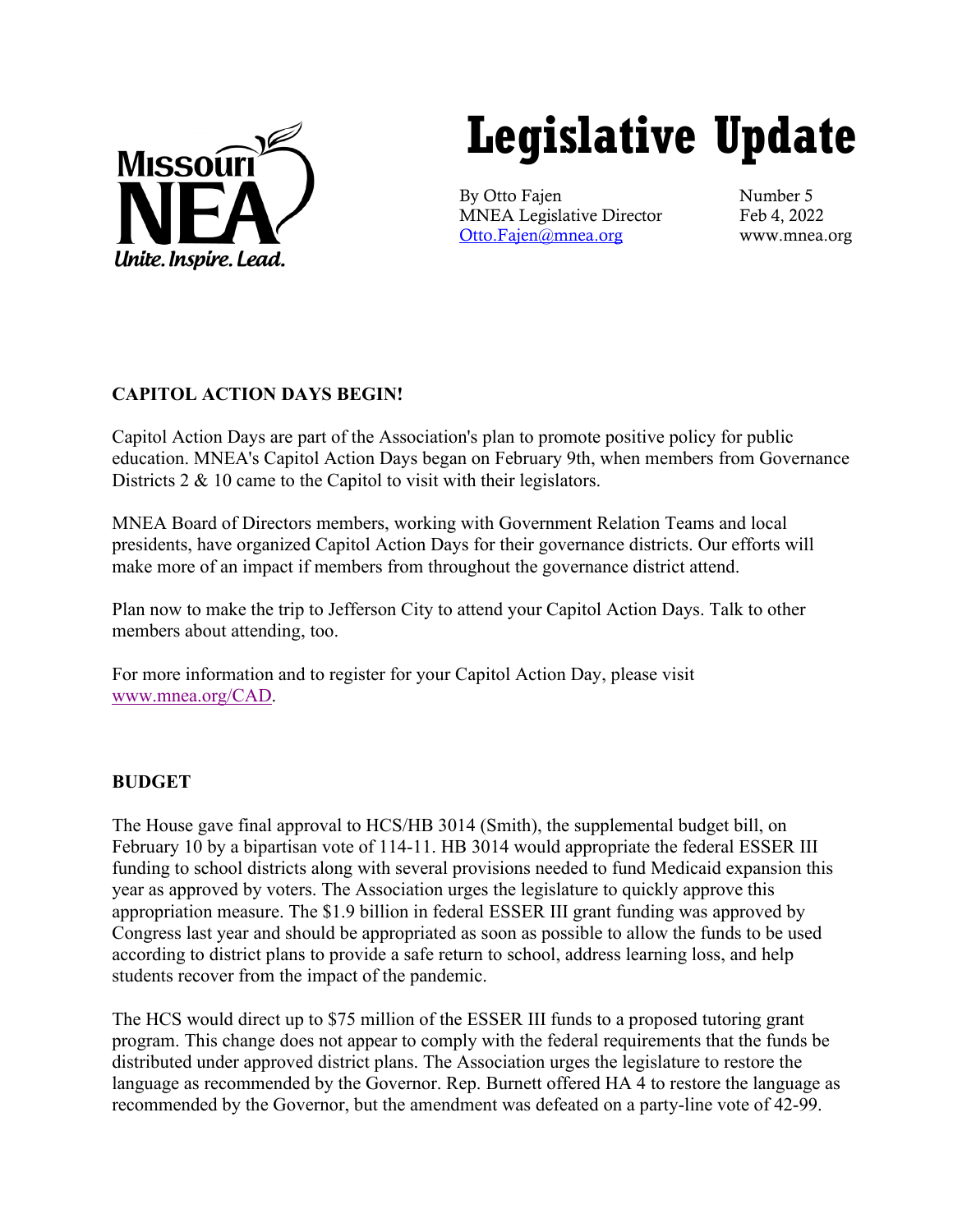# Legislative Update

By Otto Fajen
MNEA Legislative Director
Otto.Fajen@mnea.org

Number 5
Feb 4, 2022
www.mnea.org

**CAPITOL ACTION DAYS BEGIN!**

Capitol Action Days are part of the Association's plan to promote positive policy for public education. MNEA's Capitol Action Days began on February 9th, when members from Governance Districts 2 & 10 came to the Capitol to visit with their legislators.

MNEA Board of Directors members, working with Government Relation Teams and local presidents, have organized Capitol Action Days for their governance districts. Our efforts will make more of an impact if members from throughout the governance district attend.

Plan now to make the trip to Jefferson City to attend your Capitol Action Days. Talk to other members about attending, too.

For more information and to register for your Capitol Action Day, please visit www.mnea.org/CAD.

**BUDGET**

The House gave final approval to HCS/HB 3014 (Smith), the supplemental budget bill, on February 10 by a bipartisan vote of 114-11. HB 3014 would appropriate the federal ESSER III funding to school districts along with several provisions needed to fund Medicaid expansion this year as approved by voters. The Association urges the legislature to quickly approve this appropriation measure. The $1.9 billion in federal ESSER III grant funding was approved by Congress last year and should be appropriated as soon as possible to allow the funds to be used according to district plans to provide a safe return to school, address learning loss, and help students recover from the impact of the pandemic.

The HCS would direct up to $75 million of the ESSER III funds to a proposed tutoring grant program. This change does not appear to comply with the federal requirements that the funds be distributed under approved district plans. The Association urges the legislature to restore the language as recommended by the Governor. Rep. Burnett offered HA 4 to restore the language as recommended by the Governor, but the amendment was defeated on a party-line vote of 42-99.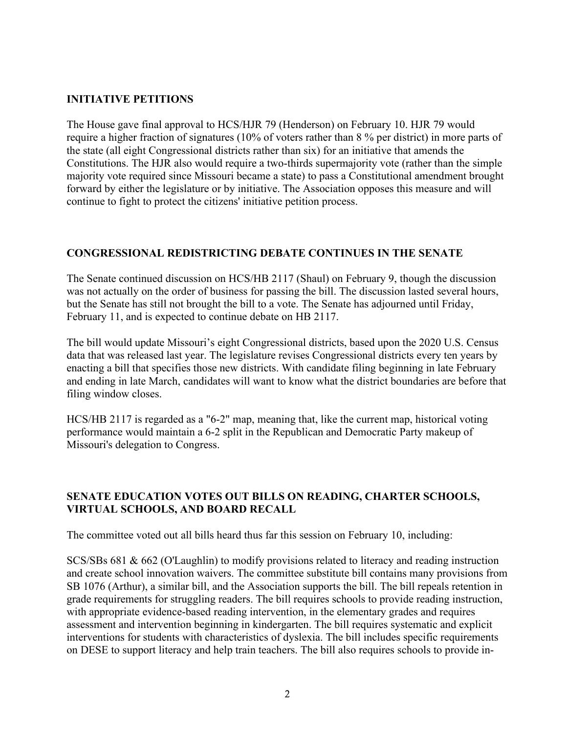## INITIATIVE PETITIONS

The House gave final approval to HCS/HJR 79 (Henderson) on February 10. HJR 79 would require a higher fraction of signatures (10% of voters rather than 8 % per district) in more parts of the state (all eight Congressional districts rather than six) for an initiative that amends the Constitutions. The HJR also would require a two-thirds supermajority vote (rather than the simple majority vote required since Missouri became a state) to pass a Constitutional amendment brought forward by either the legislature or by initiative. The Association opposes this measure and will continue to fight to protect the citizens' initiative petition process.

## CONGRESSIONAL REDISTRICTING DEBATE CONTINUES IN THE SENATE

The Senate continued discussion on HCS/HB 2117 (Shaul) on February 9, though the discussion was not actually on the order of business for passing the bill. The discussion lasted several hours, but the Senate has still not brought the bill to a vote. The Senate has adjourned until Friday, February 11, and is expected to continue debate on HB 2117.

The bill would update Missouri's eight Congressional districts, based upon the 2020 U.S. Census data that was released last year. The legislature revises Congressional districts every ten years by enacting a bill that specifies those new districts. With candidate filing beginning in late February and ending in late March, candidates will want to know what the district boundaries are before that filing window closes.

HCS/HB 2117 is regarded as a "6-2" map, meaning that, like the current map, historical voting performance would maintain a 6-2 split in the Republican and Democratic Party makeup of Missouri's delegation to Congress.

## SENATE EDUCATION VOTES OUT BILLS ON READING, CHARTER SCHOOLS, VIRTUAL SCHOOLS, AND BOARD RECALL

The committee voted out all bills heard thus far this session on February 10, including:

SCS/SBs 681 & 662 (O'Laughlin) to modify provisions related to literacy and reading instruction and create school innovation waivers. The committee substitute bill contains many provisions from SB 1076 (Arthur), a similar bill, and the Association supports the bill. The bill repeals retention in grade requirements for struggling readers. The bill requires schools to provide reading instruction, with appropriate evidence-based reading intervention, in the elementary grades and requires assessment and intervention beginning in kindergarten. The bill requires systematic and explicit interventions for students with characteristics of dyslexia. The bill includes specific requirements on DESE to support literacy and help train teachers. The bill also requires schools to provide in-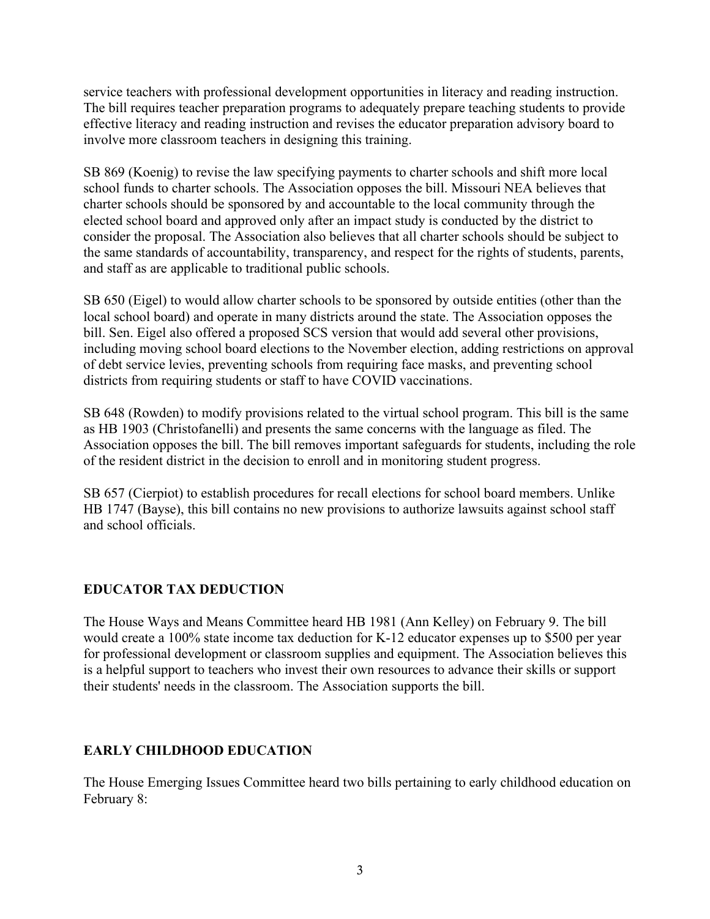service teachers with professional development opportunities in literacy and reading instruction. The bill requires teacher preparation programs to adequately prepare teaching students to provide effective literacy and reading instruction and revises the educator preparation advisory board to involve more classroom teachers in designing this training.

SB 869 (Koenig) to revise the law specifying payments to charter schools and shift more local school funds to charter schools. The Association opposes the bill. Missouri NEA believes that charter schools should be sponsored by and accountable to the local community through the elected school board and approved only after an impact study is conducted by the district to consider the proposal. The Association also believes that all charter schools should be subject to the same standards of accountability, transparency, and respect for the rights of students, parents, and staff as are applicable to traditional public schools.

SB 650 (Eigel) to would allow charter schools to be sponsored by outside entities (other than the local school board) and operate in many districts around the state. The Association opposes the bill. Sen. Eigel also offered a proposed SCS version that would add several other provisions, including moving school board elections to the November election, adding restrictions on approval of debt service levies, preventing schools from requiring face masks, and preventing school districts from requiring students or staff to have COVID vaccinations.

SB 648 (Rowden) to modify provisions related to the virtual school program. This bill is the same as HB 1903 (Christofanelli) and presents the same concerns with the language as filed. The Association opposes the bill. The bill removes important safeguards for students, including the role of the resident district in the decision to enroll and in monitoring student progress.

SB 657 (Cierpiot) to establish procedures for recall elections for school board members. Unlike HB 1747 (Bayse), this bill contains no new provisions to authorize lawsuits against school staff and school officials.

## EDUCATOR TAX DEDUCTION

The House Ways and Means Committee heard HB 1981 (Ann Kelley) on February 9. The bill would create a 100% state income tax deduction for K-12 educator expenses up to $500 per year for professional development or classroom supplies and equipment. The Association believes this is a helpful support to teachers who invest their own resources to advance their skills or support their students' needs in the classroom. The Association supports the bill.

## EARLY CHILDHOOD EDUCATION

The House Emerging Issues Committee heard two bills pertaining to early childhood education on February 8: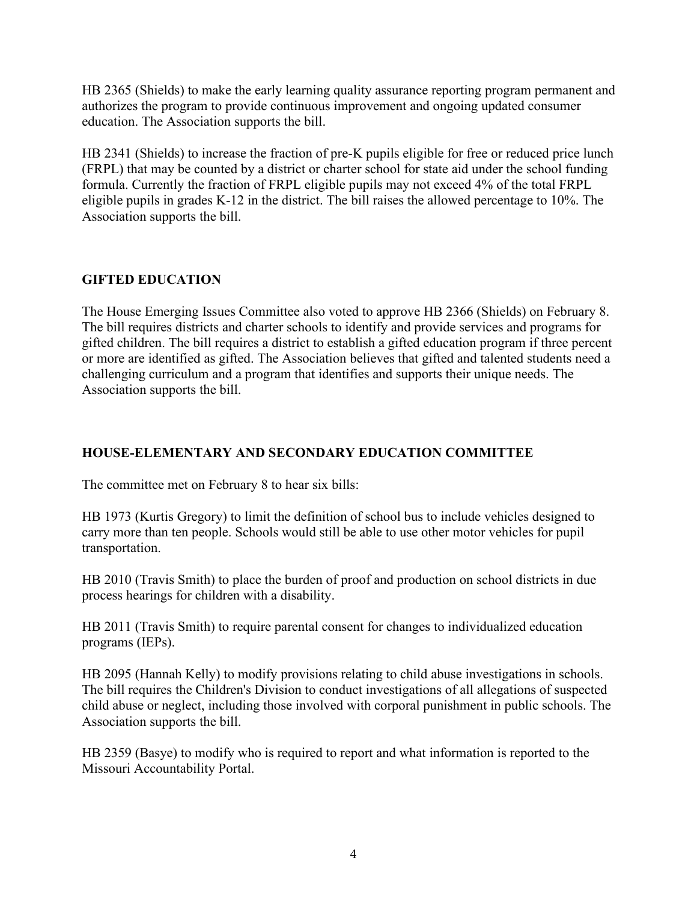HB 2365 (Shields) to make the early learning quality assurance reporting program permanent and authorizes the program to provide continuous improvement and ongoing updated consumer education. The Association supports the bill.

HB 2341 (Shields) to increase the fraction of pre-K pupils eligible for free or reduced price lunch (FRPL) that may be counted by a district or charter school for state aid under the school funding formula. Currently the fraction of FRPL eligible pupils may not exceed 4% of the total FRPL eligible pupils in grades K-12 in the district. The bill raises the allowed percentage to 10%. The Association supports the bill.

## GIFTED EDUCATION

The House Emerging Issues Committee also voted to approve HB 2366 (Shields) on February 8. The bill requires districts and charter schools to identify and provide services and programs for gifted children. The bill requires a district to establish a gifted education program if three percent or more are identified as gifted. The Association believes that gifted and talented students need a challenging curriculum and a program that identifies and supports their unique needs. The Association supports the bill.

## HOUSE-ELEMENTARY AND SECONDARY EDUCATION COMMITTEE

The committee met on February 8 to hear six bills:

HB 1973 (Kurtis Gregory) to limit the definition of school bus to include vehicles designed to carry more than ten people. Schools would still be able to use other motor vehicles for pupil transportation.

HB 2010 (Travis Smith) to place the burden of proof and production on school districts in due process hearings for children with a disability.

HB 2011 (Travis Smith) to require parental consent for changes to individualized education programs (IEPs).

HB 2095 (Hannah Kelly) to modify provisions relating to child abuse investigations in schools. The bill requires the Children's Division to conduct investigations of all allegations of suspected child abuse or neglect, including those involved with corporal punishment in public schools. The Association supports the bill.

HB 2359 (Basye) to modify who is required to report and what information is reported to the Missouri Accountability Portal.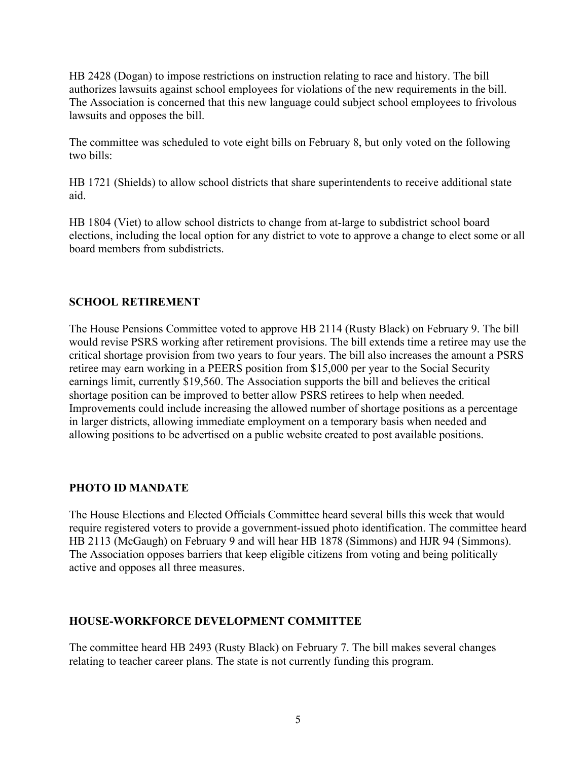HB 2428 (Dogan) to impose restrictions on instruction relating to race and history. The bill authorizes lawsuits against school employees for violations of the new requirements in the bill. The Association is concerned that this new language could subject school employees to frivolous lawsuits and opposes the bill.

The committee was scheduled to vote eight bills on February 8, but only voted on the following two bills:

HB 1721 (Shields) to allow school districts that share superintendents to receive additional state aid.

HB 1804 (Viet) to allow school districts to change from at-large to subdistrict school board elections, including the local option for any district to vote to approve a change to elect some or all board members from subdistricts.

## SCHOOL RETIREMENT

The House Pensions Committee voted to approve HB 2114 (Rusty Black) on February 9. The bill would revise PSRS working after retirement provisions. The bill extends time a retiree may use the critical shortage provision from two years to four years. The bill also increases the amount a PSRS retiree may earn working in a PEERS position from $15,000 per year to the Social Security earnings limit, currently $19,560. The Association supports the bill and believes the critical shortage position can be improved to better allow PSRS retirees to help when needed. Improvements could include increasing the allowed number of shortage positions as a percentage in larger districts, allowing immediate employment on a temporary basis when needed and allowing positions to be advertised on a public website created to post available positions.

## PHOTO ID MANDATE

The House Elections and Elected Officials Committee heard several bills this week that would require registered voters to provide a government-issued photo identification. The committee heard HB 2113 (McGaugh) on February 9 and will hear HB 1878 (Simmons) and HJR 94 (Simmons). The Association opposes barriers that keep eligible citizens from voting and being politically active and opposes all three measures.

## HOUSE-WORKFORCE DEVELOPMENT COMMITTEE

The committee heard HB 2493 (Rusty Black) on February 7. The bill makes several changes relating to teacher career plans. The state is not currently funding this program.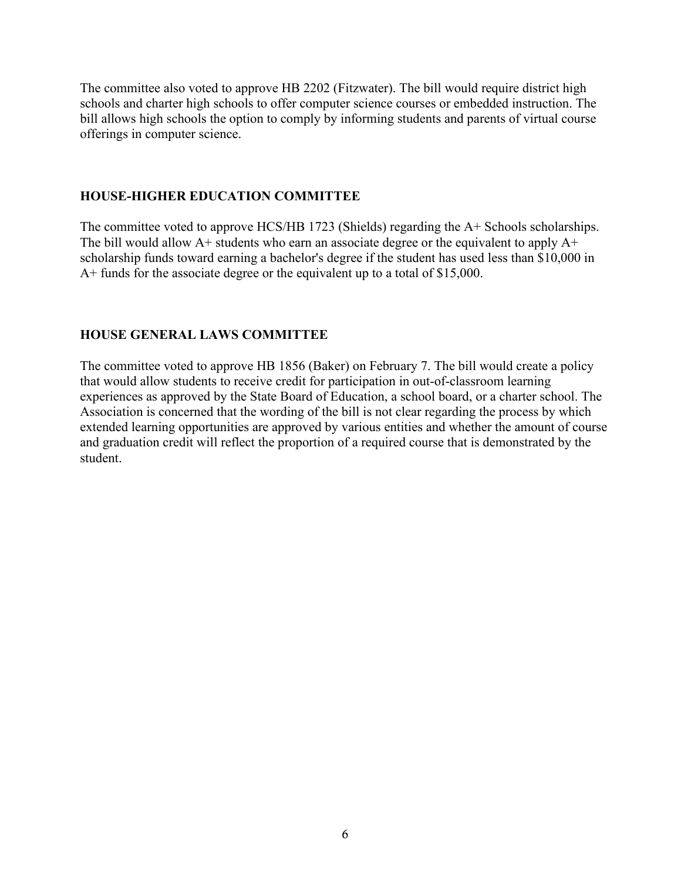The committee also voted to approve HB 2202 (Fitzwater). The bill would require district high schools and charter high schools to offer computer science courses or embedded instruction. The bill allows high schools the option to comply by informing students and parents of virtual course offerings in computer science.

## HOUSE-HIGHER EDUCATION COMMITTEE

The committee voted to approve HCS/HB 1723 (Shields) regarding the A+ Schools scholarships. The bill would allow A+ students who earn an associate degree or the equivalent to apply A+ scholarship funds toward earning a bachelor's degree if the student has used less than $10,000 in A+ funds for the associate degree or the equivalent up to a total of $15,000.

## HOUSE GENERAL LAWS COMMITTEE

The committee voted to approve HB 1856 (Baker) on February 7. The bill would create a policy that would allow students to receive credit for participation in out-of-classroom learning experiences as approved by the State Board of Education, a school board, or a charter school. The Association is concerned that the wording of the bill is not clear regarding the process by which extended learning opportunities are approved by various entities and whether the amount of course and graduation credit will reflect the proportion of a required course that is demonstrated by the student.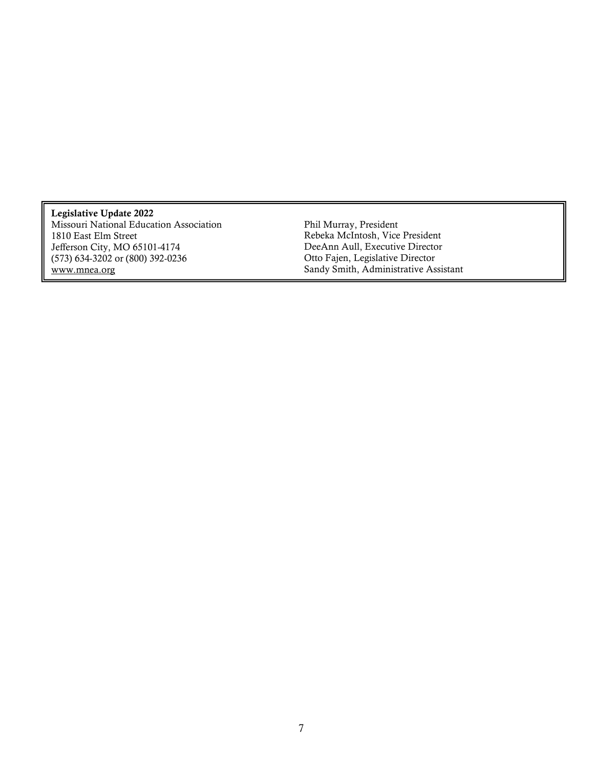**Legislative Update 2022**

Missouri National Education Association
1810 East Elm Street
Jefferson City, MO 65101-4174
(573) 634-3202 or (800) 392-0236
www.mnea.org

Phil Murray, President
Rebeka McIntosh, Vice President
DeeAnn Aull, Executive Director
Otto Fajen, Legislative Director
Sandy Smith, Administrative Assistant